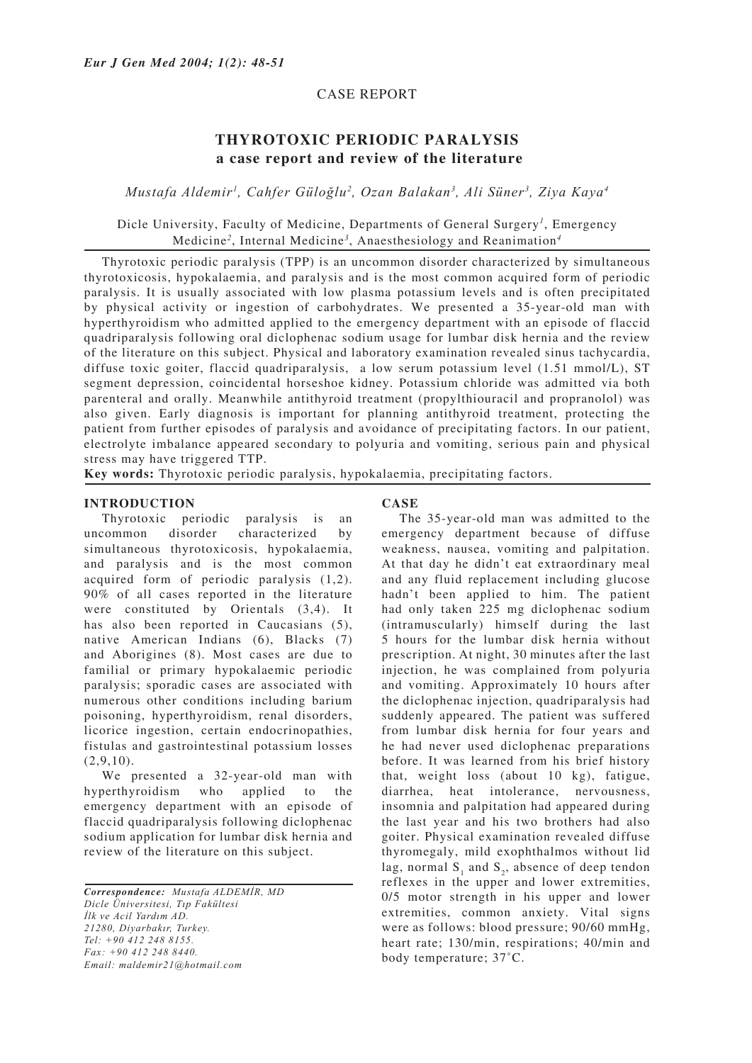CASE REPORT

# THYROTOXIC PERIODIC PARALYSIS
## a case report and review of the literature

*Mustafa Aldemir[1], Cahfer Güloğlu[2], Ozan Balakan[3], Ali Süner[3], Ziya Kaya[4]*

Dicle University, Faculty of Medicine, Departments of General Surgery[1], Emergency Medicine[2], Internal Medicine[3], Anaesthesiology and Reanimation[4]

Thyrotoxic periodic paralysis (TPP) is an uncommon disorder characterized by simultaneous thyrotoxicosis, hypokalaemia, and paralysis and is the most common acquired form of periodic paralysis. It is usually associated with low plasma potassium levels and is often precipitated by physical activity or ingestion of carbohydrates. We presented a 35-year-old man with hyperthyroidism who admitted applied to the emergency department with an episode of flaccid quadriparalysis following oral diclophenac sodium usage for lumbar disk hernia and the review of the literature on this subject. Physical and laboratory examination revealed sinus tachycardia, diffuse toxic goiter, flaccid quadriparalysis, a low serum potassium level (1.51 mmol/L), ST segment depression, coincidental horseshoe kidney. Potassium chloride was admitted via both parenteral and orally. Meanwhile antithyroid treatment (propylthiouracil and propranolol) was also given. Early diagnosis is important for planning antithyroid treatment, protecting the patient from further episodes of paralysis and avoidance of precipitating factors. In our patient, electrolyte imbalance appeared secondary to polyuria and vomiting, serious pain and physical stress may have triggered TTP.

**Key words:** Thyrotoxic periodic paralysis, hypokalaemia, precipitating factors.

## INTRODUCTION

Thyrotoxic periodic paralysis is an uncommon disorder characterized by simultaneous thyrotoxicosis, hypokalaemia, and paralysis and is the most common acquired form of periodic paralysis (1,2). 90% of all cases reported in the literature were constituted by Orientals (3,4). It has also been reported in Caucasians (5), native American Indians (6), Blacks (7) and Aborigines (8). Most cases are due to familial or primary hypokalaemic periodic paralysis; sporadic cases are associated with numerous other conditions including barium poisoning, hyperthyroidism, renal disorders, licorice ingestion, certain endocrinopathies, fistulas and gastrointestinal potassium losses (2,9,10).

We presented a 32-year-old man with hyperthyroidism who applied to the emergency department with an episode of flaccid quadriparalysis following diclophenac sodium application for lumbar disk hernia and review of the literature on this subject.

*Correspondence: Mustafa ALDEMİR, MD*
*Dicle Üniversitesi, Tıp Fakültesi*
*İlk ve Acil Yardım AD.*
*21280, Diyarbakır, Turkey.*
*Tel: +90 412 248 8155.*
*Fax: +90 412 248 8440.*
*Email: maldemir21@hotmail.com*

## CASE

The 35-year-old man was admitted to the emergency department because of diffuse weakness, nausea, vomiting and palpitation. At that day he didn't eat extraordinary meal and any fluid replacement including glucose hadn't been applied to him. The patient had only taken 225 mg diclophenac sodium (intramuscularly) himself during the last 5 hours for the lumbar disk hernia without prescription. At night, 30 minutes after the last injection, he was complained from polyuria and vomiting. Approximately 10 hours after the diclophenac injection, quadriparalysis had suddenly appeared. The patient was suffered from lumbar disk hernia for four years and he had never used diclophenac preparations before. It was learned from his brief history that, weight loss (about 10 kg), fatigue, diarrhea, heat intolerance, nervousness, insomnia and palpitation had appeared during the last year and his two brothers had also goiter. Physical examination revealed diffuse thyromegaly, mild exophthalmos without lid lag, normal $S_1$ and $S_2$, absence of deep tendon reflexes in the upper and lower extremities, 0/5 motor strength in his upper and lower extremities, common anxiety. Vital signs were as follows: blood pressure; 90/60 mmHg, heart rate; 130/min, respirations; 40/min and body temperature; 37°C.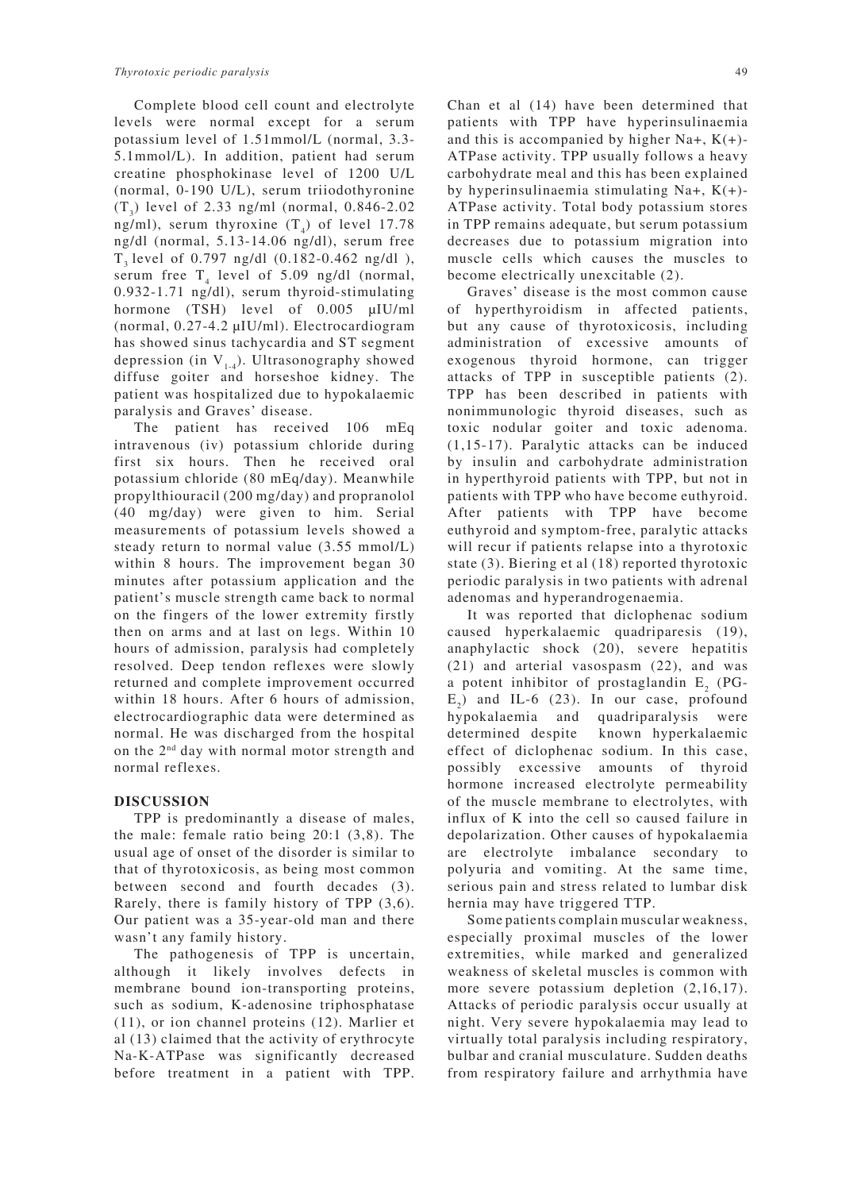Complete blood cell count and electrolyte levels were normal except for a serum potassium level of 1.51mmol/L (normal, 3.3-5.1mmol/L). In addition, patient had serum creatine phosphokinase level of 1200 U/L (normal, 0-190 U/L), serum triiodothyronine ($T_3$) level of 2.33 ng/ml (normal, 0.846-2.02 ng/ml), serum thyroxine ($T_4$) of level 17.78 ng/dl (normal, 5.13-14.06 ng/dl), serum free $T_3$ level of 0.797 ng/dl (0.182-0.462 ng/dl ), serum free $T_4$ level of 5.09 ng/dl (normal, 0.932-1.71 ng/dl), serum thyroid-stimulating hormone (TSH) level of 0.005 μIU/ml (normal, 0.27-4.2 μIU/ml). Electrocardiogram has showed sinus tachycardia and ST segment depression (in $V_{1-4}$). Ultrasonography showed diffuse goiter and horseshoe kidney. The patient was hospitalized due to hypokalaemic paralysis and Graves' disease.

The patient has received 106 mEq intravenous (iv) potassium chloride during first six hours. Then he received oral potassium chloride (80 mEq/day). Meanwhile propylthiouracil (200 mg/day) and propranolol (40 mg/day) were given to him. Serial measurements of potassium levels showed a steady return to normal value (3.55 mmol/L) within 8 hours. The improvement began 30 minutes after potassium application and the patient's muscle strength came back to normal on the fingers of the lower extremity firstly then on arms and at last on legs. Within 10 hours of admission, paralysis had completely resolved. Deep tendon reflexes were slowly returned and complete improvement occurred within 18 hours. After 6 hours of admission, electrocardiographic data were determined as normal. He was discharged from the hospital on the 2nd day with normal motor strength and normal reflexes.

## DISCUSSION

TPP is predominantly a disease of males, the male: female ratio being 20:1 (3,8). The usual age of onset of the disorder is similar to that of thyrotoxicosis, as being most common between second and fourth decades (3). Rarely, there is family history of TPP (3,6). Our patient was a 35-year-old man and there wasn't any family history.

The pathogenesis of TPP is uncertain, although it likely involves defects in membrane bound ion-transporting proteins, such as sodium, K-adenosine triphosphatase (11), or ion channel proteins (12). Marlier et al (13) claimed that the activity of erythrocyte Na-K-ATPase was significantly decreased before treatment in a patient with TPP. Chan et al (14) have been determined that patients with TPP have hyperinsulinaemia and this is accompanied by higher Na+, K(+)-ATPase activity. TPP usually follows a heavy carbohydrate meal and this has been explained by hyperinsulinaemia stimulating Na+, K(+)-ATPase activity. Total body potassium stores in TPP remains adequate, but serum potassium decreases due to potassium migration into muscle cells which causes the muscles to become electrically unexcitable (2).

Graves' disease is the most common cause of hyperthyroidism in affected patients, but any cause of thyrotoxicosis, including administration of excessive amounts of exogenous thyroid hormone, can trigger attacks of TPP in susceptible patients (2). TPP has been described in patients with nonimmunologic thyroid diseases, such as toxic nodular goiter and toxic adenoma. (1,15-17). Paralytic attacks can be induced by insulin and carbohydrate administration in hyperthyroid patients with TPP, but not in patients with TPP who have become euthyroid. After patients with TPP have become euthyroid and symptom-free, paralytic attacks will recur if patients relapse into a thyrotoxic state (3). Biering et al (18) reported thyrotoxic periodic paralysis in two patients with adrenal adenomas and hyperandrogenaemia.

It was reported that diclophenac sodium caused hyperkalaemic quadriparesis (19), anaphylactic shock (20), severe hepatitis (21) and arterial vasospasm (22), and was a potent inhibitor of prostaglandin $E_2$ (PG-$E_2$) and IL-6 (23). In our case, profound hypokalaemia and quadriparalysis were determined despite known hyperkalaemic effect of diclophenac sodium. In this case, possibly excessive amounts of thyroid hormone increased electrolyte permeability of the muscle membrane to electrolytes, with influx of K into the cell so caused failure in depolarization. Other causes of hypokalaemia are electrolyte imbalance secondary to polyuria and vomiting. At the same time, serious pain and stress related to lumbar disk hernia may have triggered TTP.

Some patients complain muscular weakness, especially proximal muscles of the lower extremities, while marked and generalized weakness of skeletal muscles is common with more severe potassium depletion (2,16,17). Attacks of periodic paralysis occur usually at night. Very severe hypokalaemia may lead to virtually total paralysis including respiratory, bulbar and cranial musculature. Sudden deaths from respiratory failure and arrhythmia have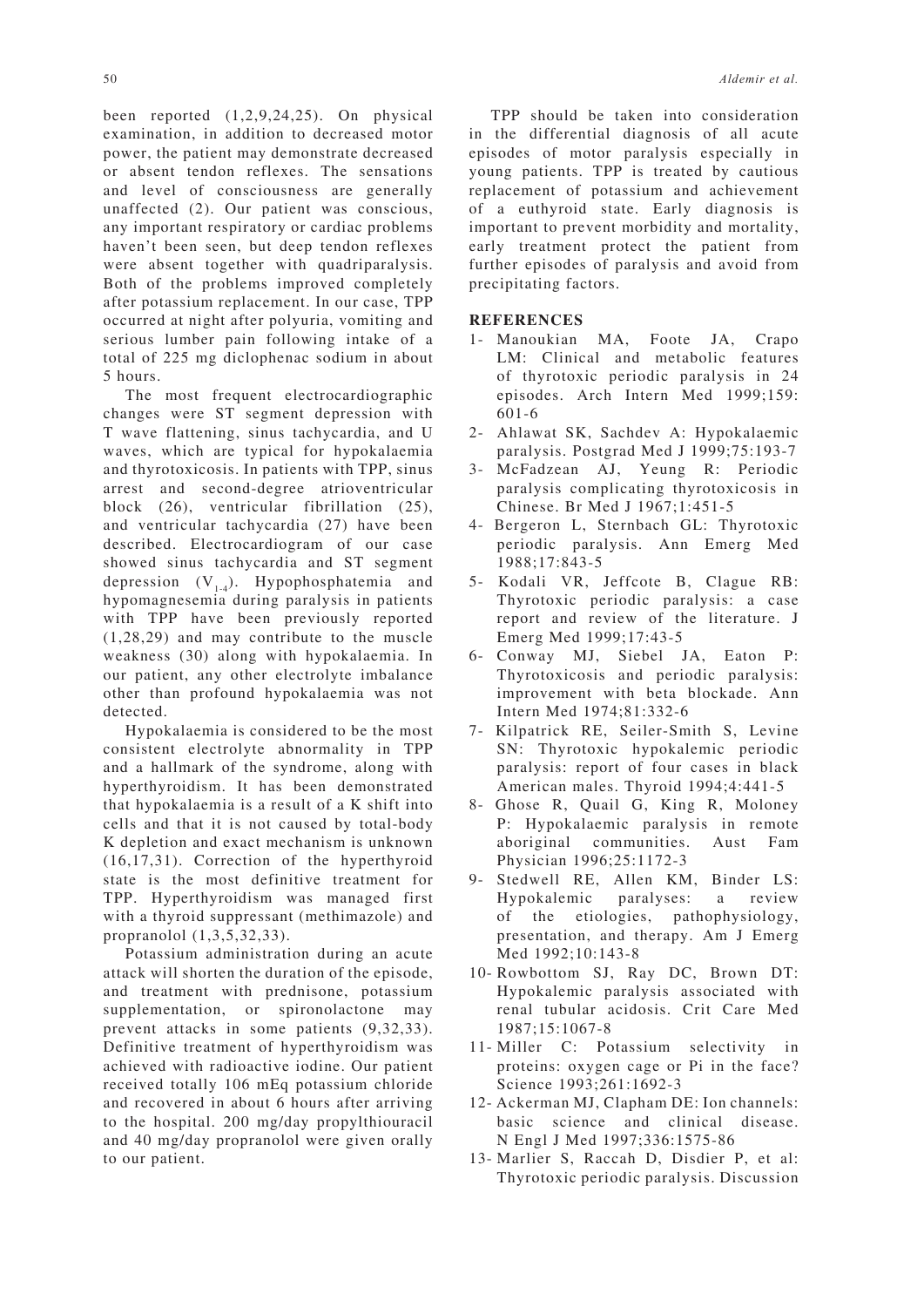been reported (1,2,9,24,25). On physical examination, in addition to decreased motor power, the patient may demonstrate decreased or absent tendon reflexes. The sensations and level of consciousness are generally unaffected (2). Our patient was conscious, any important respiratory or cardiac problems haven't been seen, but deep tendon reflexes were absent together with quadriparalysis. Both of the problems improved completely after potassium replacement. In our case, TPP occurred at night after polyuria, vomiting and serious lumber pain following intake of a total of 225 mg diclophenac sodium in about 5 hours.

The most frequent electrocardiographic changes were ST segment depression with T wave flattening, sinus tachycardia, and U waves, which are typical for hypokalaemia and thyrotoxicosis. In patients with TPP, sinus arrest and second-degree atrioventricular block (26), ventricular fibrillation (25), and ventricular tachycardia (27) have been described. Electrocardiogram of our case showed sinus tachycardia and ST segment depression ($V_{1-4}$). Hypophosphatemia and hypomagnesemia during paralysis in patients with TPP have been previously reported (1,28,29) and may contribute to the muscle weakness (30) along with hypokalaemia. In our patient, any other electrolyte imbalance other than profound hypokalaemia was not detected.

Hypokalaemia is considered to be the most consistent electrolyte abnormality in TPP and a hallmark of the syndrome, along with hyperthyroidism. It has been demonstrated that hypokalaemia is a result of a K shift into cells and that it is not caused by total-body K depletion and exact mechanism is unknown (16,17,31). Correction of the hyperthyroid state is the most definitive treatment for TPP. Hyperthyroidism was managed first with a thyroid suppressant (methimazole) and propranolol (1,3,5,32,33).

Potassium administration during an acute attack will shorten the duration of the episode, and treatment with prednisone, potassium supplementation, or spironolactone may prevent attacks in some patients (9,32,33). Definitive treatment of hyperthyroidism was achieved with radioactive iodine. Our patient received totally 106 mEq potassium chloride and recovered in about 6 hours after arriving to the hospital. 200 mg/day propylthiouracil and 40 mg/day propranolol were given orally to our patient.

TPP should be taken into consideration in the differential diagnosis of all acute episodes of motor paralysis especially in young patients. TPP is treated by cautious replacement of potassium and achievement of a euthyroid state. Early diagnosis is important to prevent morbidity and mortality, early treatment protect the patient from further episodes of paralysis and avoid from precipitating factors.

## REFERENCES

1- Manoukian MA, Foote JA, Crapo LM: Clinical and metabolic features of thyrotoxic periodic paralysis in 24 episodes. Arch Intern Med 1999;159: 601-6
2- Ahlawat SK, Sachdev A: Hypokalaemic paralysis. Postgrad Med J 1999;75:193-7
3- McFadzean AJ, Yeung R: Periodic paralysis complicating thyrotoxicosis in Chinese. Br Med J 1967;1:451-5
4- Bergeron L, Sternbach GL: Thyrotoxic periodic paralysis. Ann Emerg Med 1988;17:843-5
5- Kodali VR, Jeffcote B, Clague RB: Thyrotoxic periodic paralysis: a case report and review of the literature. J Emerg Med 1999;17:43-5
6- Conway MJ, Siebel JA, Eaton P: Thyrotoxicosis and periodic paralysis: improvement with beta blockade. Ann Intern Med 1974;81:332-6
7- Kilpatrick RE, Seiler-Smith S, Levine SN: Thyrotoxic hypokalemic periodic paralysis: report of four cases in black American males. Thyroid 1994;4:441-5
8- Ghose R, Quail G, King R, Moloney P: Hypokalaemic paralysis in remote aboriginal communities. Aust Fam Physician 1996;25:1172-3
9- Stedwell RE, Allen KM, Binder LS: Hypokalemic paralyses: a review of the etiologies, pathophysiology, presentation, and therapy. Am J Emerg Med 1992;10:143-8
10- Rowbottom SJ, Ray DC, Brown DT: Hypokalemic paralysis associated with renal tubular acidosis. Crit Care Med 1987;15:1067-8
11- Miller C: Potassium selectivity in proteins: oxygen cage or Pi in the face? Science 1993;261:1692-3
12- Ackerman MJ, Clapham DE: Ion channels: basic science and clinical disease. N Engl J Med 1997;336:1575-86
13- Marlier S, Raccah D, Disdier P, et al: Thyrotoxic periodic paralysis. Discussion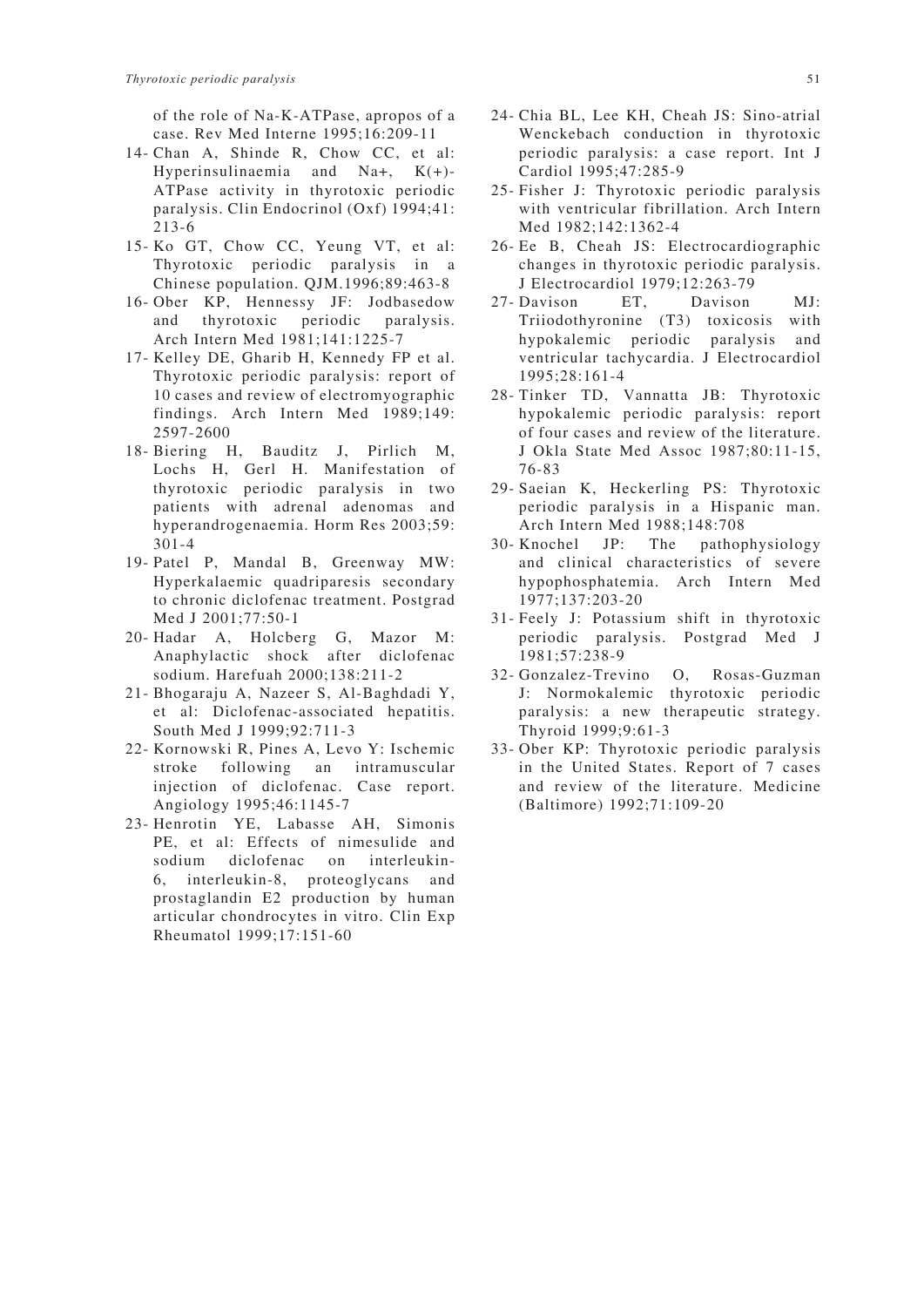of the role of Na-K-ATPase, apropos of a case. Rev Med Interne 1995;16:209-11

14- Chan A, Shinde R, Chow CC, et al: Hyperinsulinaemia and Na+, K(+)-ATPase activity in thyrotoxic periodic paralysis. Clin Endocrinol (Oxf) 1994;41: 213-6
15- Ko GT, Chow CC, Yeung VT, et al: Thyrotoxic periodic paralysis in a Chinese population. QJM.1996;89:463-8
16- Ober KP, Hennessy JF: Jodbasedow and thyrotoxic periodic paralysis. Arch Intern Med 1981;141:1225-7
17- Kelley DE, Gharib H, Kennedy FP et al. Thyrotoxic periodic paralysis: report of 10 cases and review of electromyographic findings. Arch Intern Med 1989;149: 2597-2600
18- Biering H, Bauditz J, Pirlich M, Lochs H, Gerl H. Manifestation of thyrotoxic periodic paralysis in two patients with adrenal adenomas and hyperandrogenaemia. Horm Res 2003;59: 301-4
19- Patel P, Mandal B, Greenway MW: Hyperkalaemic quadriparesis secondary to chronic diclofenac treatment. Postgrad Med J 2001;77:50-1
20- Hadar A, Holcberg G, Mazor M: Anaphylactic shock after diclofenac sodium. Harefuah 2000;138:211-2
21- Bhogaraju A, Nazeer S, Al-Baghdadi Y, et al: Diclofenac-associated hepatitis. South Med J 1999;92:711-3
22- Kornowski R, Pines A, Levo Y: Ischemic stroke following an intramuscular injection of diclofenac. Case report. Angiology 1995;46:1145-7
23- Henrotin YE, Labasse AH, Simonis PE, et al: Effects of nimesulide and sodium diclofenac on interleukin-6, interleukin-8, proteoglycans and prostaglandin E2 production by human articular chondrocytes in vitro. Clin Exp Rheumatol 1999;17:151-60
24- Chia BL, Lee KH, Cheah JS: Sino-atrial Wenckebach conduction in thyrotoxic periodic paralysis: a case report. Int J Cardiol 1995;47:285-9
25- Fisher J: Thyrotoxic periodic paralysis with ventricular fibrillation. Arch Intern Med 1982;142:1362-4
26- Ee B, Cheah JS: Electrocardiographic changes in thyrotoxic periodic paralysis. J Electrocardiol 1979;12:263-79
27- Davison ET, Davison MJ: Triiodothyronine (T3) toxicosis with hypokalemic periodic paralysis and ventricular tachycardia. J Electrocardiol 1995;28:161-4
28- Tinker TD, Vannatta JB: Thyrotoxic hypokalemic periodic paralysis: report of four cases and review of the literature. J Okla State Med Assoc 1987;80:11-15, 76-83
29- Saeian K, Heckerling PS: Thyrotoxic periodic paralysis in a Hispanic man. Arch Intern Med 1988;148:708
30- Knochel JP: The pathophysiology and clinical characteristics of severe hypophosphatemia. Arch Intern Med 1977;137:203-20
31- Feely J: Potassium shift in thyrotoxic periodic paralysis. Postgrad Med J 1981;57:238-9
32- Gonzalez-Trevino O, Rosas-Guzman J: Normokalemic thyrotoxic periodic paralysis: a new therapeutic strategy. Thyroid 1999;9:61-3
33- Ober KP: Thyrotoxic periodic paralysis in the United States. Report of 7 cases and review of the literature. Medicine (Baltimore) 1992;71:109-20